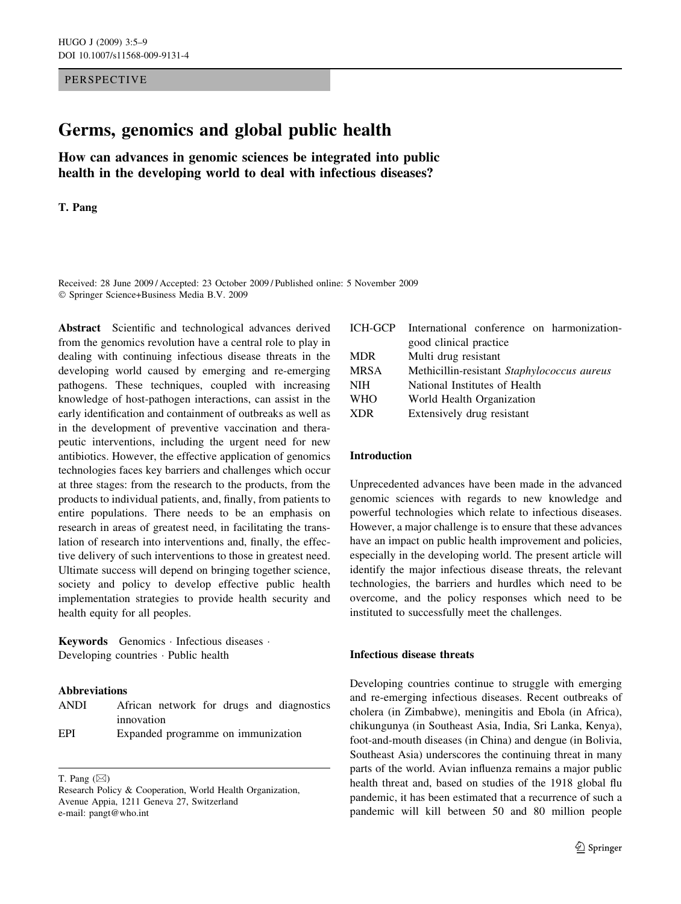PERSPECTIVE

# Germs, genomics and global public health

## How can advances in genomic sciences be integrated into public health in the developing world to deal with infectious diseases?

T. Pang

Received: 28 June 2009 / Accepted: 23 October 2009 / Published online: 5 November 2009
© Springer Science+Business Media B.V. 2009

**Abstract** Scientific and technological advances derived from the genomics revolution have a central role to play in dealing with continuing infectious disease threats in the developing world caused by emerging and re-emerging pathogens. These techniques, coupled with increasing knowledge of host-pathogen interactions, can assist in the early identification and containment of outbreaks as well as in the development of preventive vaccination and therapeutic interventions, including the urgent need for new antibiotics. However, the effective application of genomics technologies faces key barriers and challenges which occur at three stages: from the research to the products, from the products to individual patients, and, finally, from patients to entire populations. There needs to be an emphasis on research in areas of greatest need, in facilitating the translation of research into interventions and, finally, the effective delivery of such interventions to those in greatest need. Ultimate success will depend on bringing together science, society and policy to develop effective public health implementation strategies to provide health security and health equity for all peoples.

**Keywords** Genomics · Infectious diseases · Developing countries · Public health

**Abbreviations**

| | |
|---|---|
| ANDI | African network for drugs and diagnostics innovation |
| EPI | Expanded programme on immunization |
| ICH-GCP | International conference on harmonization-good clinical practice |
| MDR | Multi drug resistant |
| MRSA | Methicillin-resistant *Staphylococcus aureus* |
| NIH | National Institutes of Health |
| WHO | World Health Organization |
| XDR | Extensively drug resistant |

T. Pang (✉)
Research Policy & Cooperation, World Health Organization, Avenue Appia, 1211 Geneva 27, Switzerland
e-mail: pangt@who.int

### Introduction

Unprecedented advances have been made in the advanced genomic sciences with regards to new knowledge and powerful technologies which relate to infectious diseases. However, a major challenge is to ensure that these advances have an impact on public health improvement and policies, especially in the developing world. The present article will identify the major infectious disease threats, the relevant technologies, the barriers and hurdles which need to be overcome, and the policy responses which need to be instituted to successfully meet the challenges.

### Infectious disease threats

Developing countries continue to struggle with emerging and re-emerging infectious diseases. Recent outbreaks of cholera (in Zimbabwe), meningitis and Ebola (in Africa), chikungunya (in Southeast Asia, India, Sri Lanka, Kenya), foot-and-mouth diseases (in China) and dengue (in Bolivia, Southeast Asia) underscores the continuing threat in many parts of the world. Avian influenza remains a major public health threat and, based on studies of the 1918 global flu pandemic, it has been estimated that a recurrence of such a pandemic will kill between 50 and 80 million people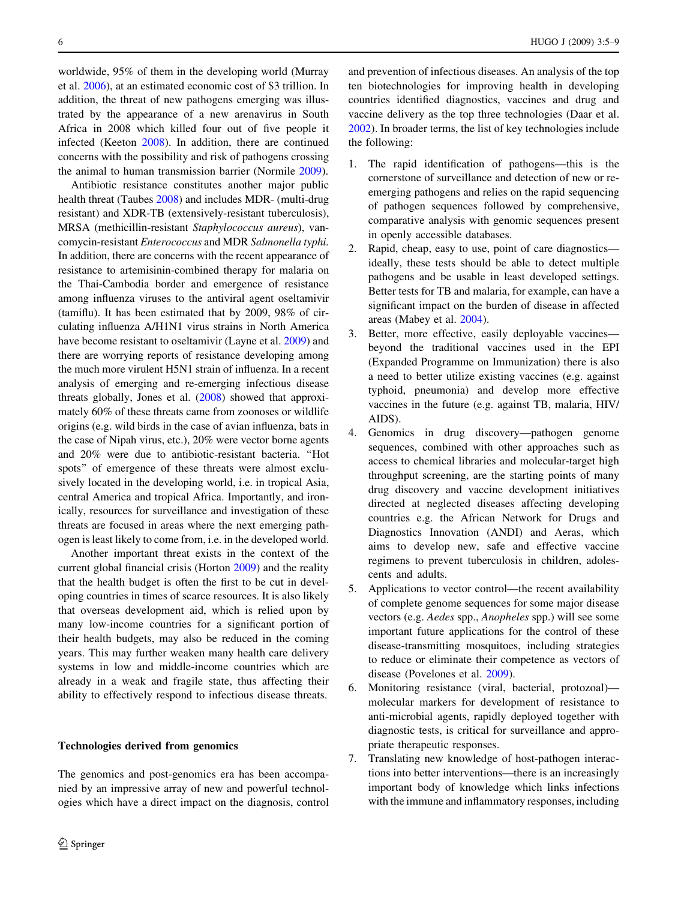worldwide, 95% of them in the developing world (Murray et al. 2006), at an estimated economic cost of $3 trillion. In addition, the threat of new pathogens emerging was illustrated by the appearance of a new arenavirus in South Africa in 2008 which killed four out of five people it infected (Keeton 2008). In addition, there are continued concerns with the possibility and risk of pathogens crossing the animal to human transmission barrier (Normile 2009).

Antibiotic resistance constitutes another major public health threat (Taubes 2008) and includes MDR- (multi-drug resistant) and XDR-TB (extensively-resistant tuberculosis), MRSA (methicillin-resistant *Staphylococcus aureus*), vancomycin-resistant *Enterococcus* and MDR *Salmonella typhi*. In addition, there are concerns with the recent appearance of resistance to artemisinin-combined therapy for malaria on the Thai-Cambodia border and emergence of resistance among influenza viruses to the antiviral agent oseltamivir (tamiflu). It has been estimated that by 2009, 98% of circulating influenza A/H1N1 virus strains in North America have become resistant to oseltamivir (Layne et al. 2009) and there are worrying reports of resistance developing among the much more virulent H5N1 strain of influenza. In a recent analysis of emerging and re-emerging infectious disease threats globally, Jones et al. (2008) showed that approximately 60% of these threats came from zoonoses or wildlife origins (e.g. wild birds in the case of avian influenza, bats in the case of Nipah virus, etc.), 20% were vector borne agents and 20% were due to antibiotic-resistant bacteria. "Hot spots" of emergence of these threats were almost exclusively located in the developing world, i.e. in tropical Asia, central America and tropical Africa. Importantly, and ironically, resources for surveillance and investigation of these threats are focused in areas where the next emerging pathogen is least likely to come from, i.e. in the developed world.

Another important threat exists in the context of the current global financial crisis (Horton 2009) and the reality that the health budget is often the first to be cut in developing countries in times of scarce resources. It is also likely that overseas development aid, which is relied upon by many low-income countries for a significant portion of their health budgets, may also be reduced in the coming years. This may further weaken many health care delivery systems in low and middle-income countries which are already in a weak and fragile state, thus affecting their ability to effectively respond to infectious disease threats.

## Technologies derived from genomics

The genomics and post-genomics era has been accompanied by an impressive array of new and powerful technologies which have a direct impact on the diagnosis, control and prevention of infectious diseases. An analysis of the top ten biotechnologies for improving health in developing countries identified diagnostics, vaccines and drug and vaccine delivery as the top three technologies (Daar et al. 2002). In broader terms, the list of key technologies include the following:

1. The rapid identification of pathogens—this is the cornerstone of surveillance and detection of new or re-emerging pathogens and relies on the rapid sequencing of pathogen sequences followed by comprehensive, comparative analysis with genomic sequences present in openly accessible databases.
2. Rapid, cheap, easy to use, point of care diagnostics—ideally, these tests should be able to detect multiple pathogens and be usable in least developed settings. Better tests for TB and malaria, for example, can have a significant impact on the burden of disease in affected areas (Mabey et al. 2004).
3. Better, more effective, easily deployable vaccines—beyond the traditional vaccines used in the EPI (Expanded Programme on Immunization) there is also a need to better utilize existing vaccines (e.g. against typhoid, pneumonia) and develop more effective vaccines in the future (e.g. against TB, malaria, HIV/AIDS).
4. Genomics in drug discovery—pathogen genome sequences, combined with other approaches such as access to chemical libraries and molecular-target high throughput screening, are the starting points of many drug discovery and vaccine development initiatives directed at neglected diseases affecting developing countries e.g. the African Network for Drugs and Diagnostics Innovation (ANDI) and Aeras, which aims to develop new, safe and effective vaccine regimens to prevent tuberculosis in children, adolescents and adults.
5. Applications to vector control—the recent availability of complete genome sequences for some major disease vectors (e.g. *Aedes* spp., *Anopheles* spp.) will see some important future applications for the control of these disease-transmitting mosquitoes, including strategies to reduce or eliminate their competence as vectors of disease (Povelones et al. 2009).
6. Monitoring resistance (viral, bacterial, protozoal)—molecular markers for development of resistance to anti-microbial agents, rapidly deployed together with diagnostic tests, is critical for surveillance and appropriate therapeutic responses.
7. Translating new knowledge of host-pathogen interactions into better interventions—there is an increasingly important body of knowledge which links infections with the immune and inflammatory responses, including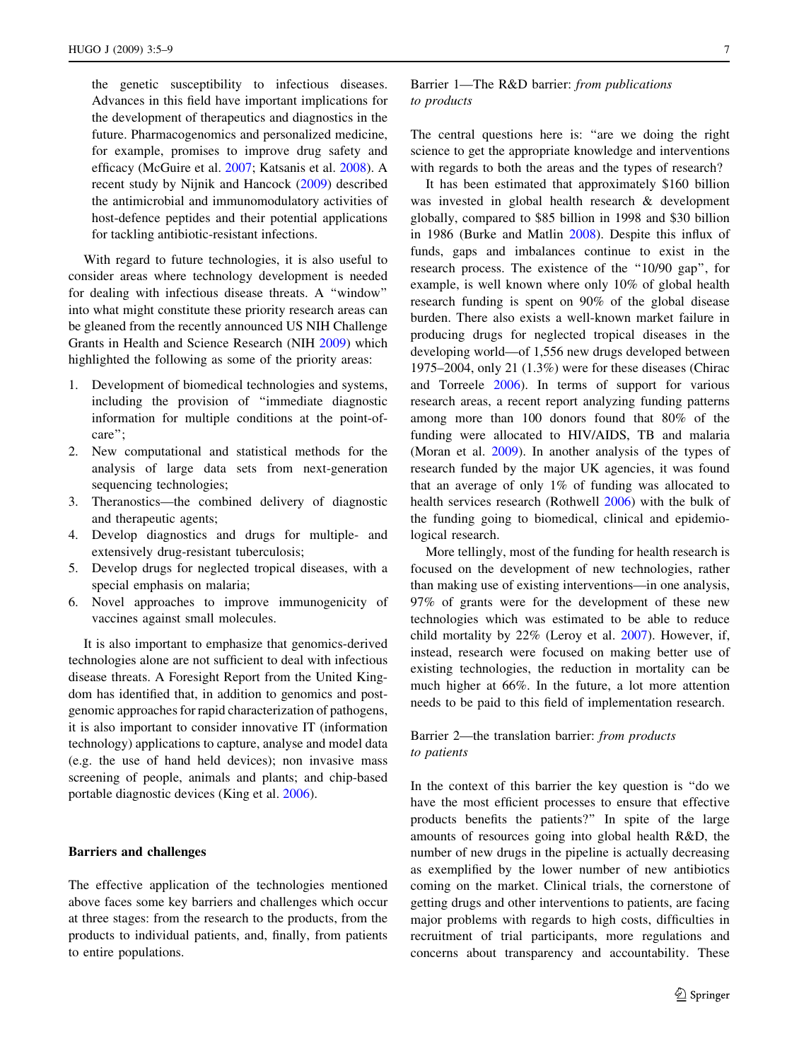the genetic susceptibility to infectious diseases. Advances in this field have important implications for the development of therapeutics and diagnostics in the future. Pharmacogenomics and personalized medicine, for example, promises to improve drug safety and efficacy (McGuire et al. 2007; Katsanis et al. 2008). A recent study by Nijnik and Hancock (2009) described the antimicrobial and immunomodulatory activities of host-defence peptides and their potential applications for tackling antibiotic-resistant infections.

With regard to future technologies, it is also useful to consider areas where technology development is needed for dealing with infectious disease threats. A "window" into what might constitute these priority research areas can be gleaned from the recently announced US NIH Challenge Grants in Health and Science Research (NIH 2009) which highlighted the following as some of the priority areas:

1. Development of biomedical technologies and systems, including the provision of "immediate diagnostic information for multiple conditions at the point-of-care";
2. New computational and statistical methods for the analysis of large data sets from next-generation sequencing technologies;
3. Theranostics—the combined delivery of diagnostic and therapeutic agents;
4. Develop diagnostics and drugs for multiple- and extensively drug-resistant tuberculosis;
5. Develop drugs for neglected tropical diseases, with a special emphasis on malaria;
6. Novel approaches to improve immunogenicity of vaccines against small molecules.

It is also important to emphasize that genomics-derived technologies alone are not sufficient to deal with infectious disease threats. A Foresight Report from the United Kingdom has identified that, in addition to genomics and post-genomic approaches for rapid characterization of pathogens, it is also important to consider innovative IT (information technology) applications to capture, analyse and model data (e.g. the use of hand held devices); non invasive mass screening of people, animals and plants; and chip-based portable diagnostic devices (King et al. 2006).

## Barriers and challenges

The effective application of the technologies mentioned above faces some key barriers and challenges which occur at three stages: from the research to the products, from the products to individual patients, and, finally, from patients to entire populations.

### Barrier 1—The R&D barrier: *from publications to products*

The central questions here is: "are we doing the right science to get the appropriate knowledge and interventions with regards to both the areas and the types of research?

It has been estimated that approximately $160 billion was invested in global health research & development globally, compared to $85 billion in 1998 and $30 billion in 1986 (Burke and Matlin 2008). Despite this influx of funds, gaps and imbalances continue to exist in the research process. The existence of the "10/90 gap", for example, is well known where only 10% of global health research funding is spent on 90% of the global disease burden. There also exists a well-known market failure in producing drugs for neglected tropical diseases in the developing world—of 1,556 new drugs developed between 1975–2004, only 21 (1.3%) were for these diseases (Chirac and Torreele 2006). In terms of support for various research areas, a recent report analyzing funding patterns among more than 100 donors found that 80% of the funding were allocated to HIV/AIDS, TB and malaria (Moran et al. 2009). In another analysis of the types of research funded by the major UK agencies, it was found that an average of only 1% of funding was allocated to health services research (Rothwell 2006) with the bulk of the funding going to biomedical, clinical and epidemiological research.

More tellingly, most of the funding for health research is focused on the development of new technologies, rather than making use of existing interventions—in one analysis, 97% of grants were for the development of these new technologies which was estimated to be able to reduce child mortality by 22% (Leroy et al. 2007). However, if, instead, research were focused on making better use of existing technologies, the reduction in mortality can be much higher at 66%. In the future, a lot more attention needs to be paid to this field of implementation research.

### Barrier 2—the translation barrier: *from products to patients*

In the context of this barrier the key question is "do we have the most efficient processes to ensure that effective products benefits the patients?" In spite of the large amounts of resources going into global health R&D, the number of new drugs in the pipeline is actually decreasing as exemplified by the lower number of new antibiotics coming on the market. Clinical trials, the cornerstone of getting drugs and other interventions to patients, are facing major problems with regards to high costs, difficulties in recruitment of trial participants, more regulations and concerns about transparency and accountability. These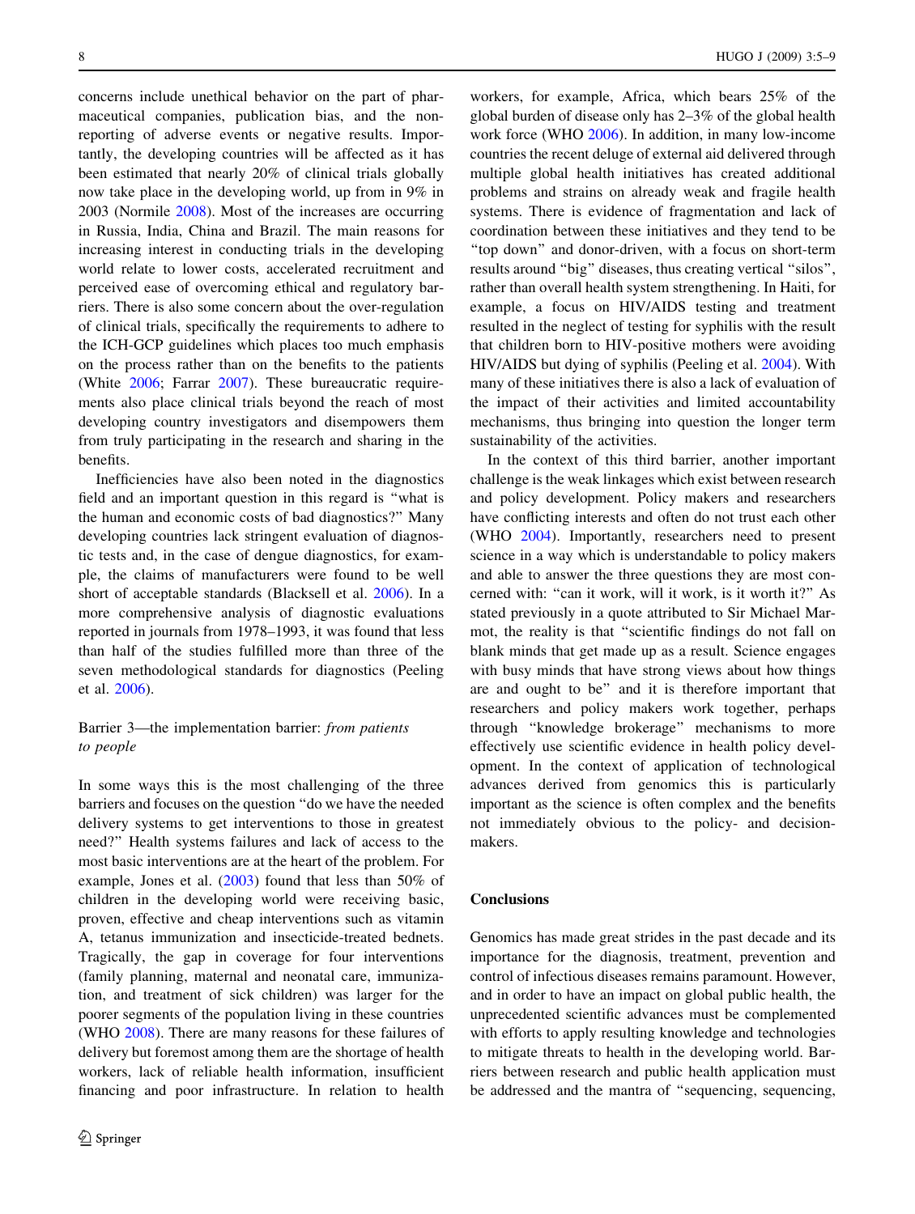concerns include unethical behavior on the part of pharmaceutical companies, publication bias, and the non-reporting of adverse events or negative results. Importantly, the developing countries will be affected as it has been estimated that nearly 20% of clinical trials globally now take place in the developing world, up from in 9% in 2003 (Normile 2008). Most of the increases are occurring in Russia, India, China and Brazil. The main reasons for increasing interest in conducting trials in the developing world relate to lower costs, accelerated recruitment and perceived ease of overcoming ethical and regulatory barriers. There is also some concern about the over-regulation of clinical trials, specifically the requirements to adhere to the ICH-GCP guidelines which places too much emphasis on the process rather than on the benefits to the patients (White 2006; Farrar 2007). These bureaucratic requirements also place clinical trials beyond the reach of most developing country investigators and disempowers them from truly participating in the research and sharing in the benefits.

Inefficiencies have also been noted in the diagnostics field and an important question in this regard is "what is the human and economic costs of bad diagnostics?" Many developing countries lack stringent evaluation of diagnostic tests and, in the case of dengue diagnostics, for example, the claims of manufacturers were found to be well short of acceptable standards (Blacksell et al. 2006). In a more comprehensive analysis of diagnostic evaluations reported in journals from 1978–1993, it was found that less than half of the studies fulfilled more than three of the seven methodological standards for diagnostics (Peeling et al. 2006).

## Barrier 3—the implementation barrier: *from patients to people*

In some ways this is the most challenging of the three barriers and focuses on the question "do we have the needed delivery systems to get interventions to those in greatest need?" Health systems failures and lack of access to the most basic interventions are at the heart of the problem. For example, Jones et al. (2003) found that less than 50% of children in the developing world were receiving basic, proven, effective and cheap interventions such as vitamin A, tetanus immunization and insecticide-treated bednets. Tragically, the gap in coverage for four interventions (family planning, maternal and neonatal care, immunization, and treatment of sick children) was larger for the poorer segments of the population living in these countries (WHO 2008). There are many reasons for these failures of delivery but foremost among them are the shortage of health workers, lack of reliable health information, insufficient financing and poor infrastructure. In relation to health workers, for example, Africa, which bears 25% of the global burden of disease only has 2–3% of the global health work force (WHO 2006). In addition, in many low-income countries the recent deluge of external aid delivered through multiple global health initiatives has created additional problems and strains on already weak and fragile health systems. There is evidence of fragmentation and lack of coordination between these initiatives and they tend to be "top down" and donor-driven, with a focus on short-term results around "big" diseases, thus creating vertical "silos", rather than overall health system strengthening. In Haiti, for example, a focus on HIV/AIDS testing and treatment resulted in the neglect of testing for syphilis with the result that children born to HIV-positive mothers were avoiding HIV/AIDS but dying of syphilis (Peeling et al. 2004). With many of these initiatives there is also a lack of evaluation of the impact of their activities and limited accountability mechanisms, thus bringing into question the longer term sustainability of the activities.

In the context of this third barrier, another important challenge is the weak linkages which exist between research and policy development. Policy makers and researchers have conflicting interests and often do not trust each other (WHO 2004). Importantly, researchers need to present science in a way which is understandable to policy makers and able to answer the three questions they are most concerned with: "can it work, will it work, is it worth it?" As stated previously in a quote attributed to Sir Michael Marmot, the reality is that "scientific findings do not fall on blank minds that get made up as a result. Science engages with busy minds that have strong views about how things are and ought to be" and it is therefore important that researchers and policy makers work together, perhaps through "knowledge brokerage" mechanisms to more effectively use scientific evidence in health policy development. In the context of application of technological advances derived from genomics this is particularly important as the science is often complex and the benefits not immediately obvious to the policy- and decision-makers.

## Conclusions

Genomics has made great strides in the past decade and its importance for the diagnosis, treatment, prevention and control of infectious diseases remains paramount. However, and in order to have an impact on global public health, the unprecedented scientific advances must be complemented with efforts to apply resulting knowledge and technologies to mitigate threats to health in the developing world. Barriers between research and public health application must be addressed and the mantra of "sequencing, sequencing,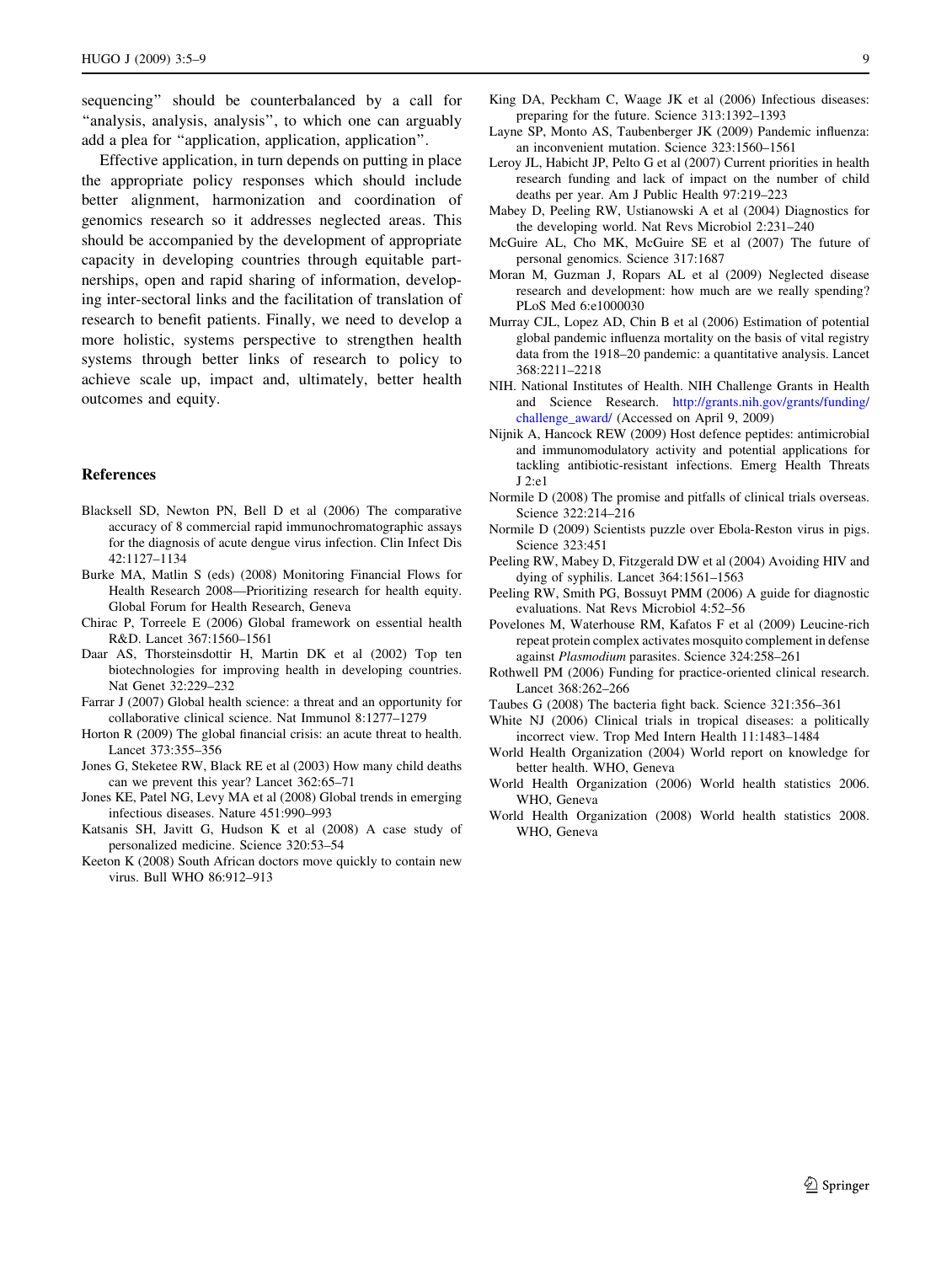sequencing" should be counterbalanced by a call for "analysis, analysis, analysis", to which one can arguably add a plea for "application, application, application".

Effective application, in turn depends on putting in place the appropriate policy responses which should include better alignment, harmonization and coordination of genomics research so it addresses neglected areas. This should be accompanied by the development of appropriate capacity in developing countries through equitable partnerships, open and rapid sharing of information, developing inter-sectoral links and the facilitation of translation of research to benefit patients. Finally, we need to develop a more holistic, systems perspective to strengthen health systems through better links of research to policy to achieve scale up, impact and, ultimately, better health outcomes and equity.

## References

Blacksell SD, Newton PN, Bell D et al (2006) The comparative accuracy of 8 commercial rapid immunochromatographic assays for the diagnosis of acute dengue virus infection. Clin Infect Dis 42:1127–1134

Burke MA, Matlin S (eds) (2008) Monitoring Financial Flows for Health Research 2008—Prioritizing research for health equity. Global Forum for Health Research, Geneva

Chirac P, Torreele E (2006) Global framework on essential health R&D. Lancet 367:1560–1561

Daar AS, Thorsteinsdottir H, Martin DK et al (2002) Top ten biotechnologies for improving health in developing countries. Nat Genet 32:229–232

Farrar J (2007) Global health science: a threat and an opportunity for collaborative clinical science. Nat Immunol 8:1277–1279

Horton R (2009) The global financial crisis: an acute threat to health. Lancet 373:355–356

Jones G, Steketee RW, Black RE et al (2003) How many child deaths can we prevent this year? Lancet 362:65–71

Jones KE, Patel NG, Levy MA et al (2008) Global trends in emerging infectious diseases. Nature 451:990–993

Katsanis SH, Javitt G, Hudson K et al (2008) A case study of personalized medicine. Science 320:53–54

Keeton K (2008) South African doctors move quickly to contain new virus. Bull WHO 86:912–913

King DA, Peckham C, Waage JK et al (2006) Infectious diseases: preparing for the future. Science 313:1392–1393

Layne SP, Monto AS, Taubenberger JK (2009) Pandemic influenza: an inconvenient mutation. Science 323:1560–1561

Leroy JL, Habicht JP, Pelto G et al (2007) Current priorities in health research funding and lack of impact on the number of child deaths per year. Am J Public Health 97:219–223

Mabey D, Peeling RW, Ustianowski A et al (2004) Diagnostics for the developing world. Nat Revs Microbiol 2:231–240

McGuire AL, Cho MK, McGuire SE et al (2007) The future of personal genomics. Science 317:1687

Moran M, Guzman J, Ropars AL et al (2009) Neglected disease research and development: how much are we really spending? PLoS Med 6:e1000030

Murray CJL, Lopez AD, Chin B et al (2006) Estimation of potential global pandemic influenza mortality on the basis of vital registry data from the 1918–20 pandemic: a quantitative analysis. Lancet 368:2211–2218

NIH. National Institutes of Health. NIH Challenge Grants in Health and Science Research. http://grants.nih.gov/grants/funding/challenge_award/ (Accessed on April 9, 2009)

Nijnik A, Hancock REW (2009) Host defence peptides: antimicrobial and immunomodulatory activity and potential applications for tackling antibiotic-resistant infections. Emerg Health Threats J 2:e1

Normile D (2008) The promise and pitfalls of clinical trials overseas. Science 322:214–216

Normile D (2009) Scientists puzzle over Ebola-Reston virus in pigs. Science 323:451

Peeling RW, Mabey D, Fitzgerald DW et al (2004) Avoiding HIV and dying of syphilis. Lancet 364:1561–1563

Peeling RW, Smith PG, Bossuyt PMM (2006) A guide for diagnostic evaluations. Nat Revs Microbiol 4:52–56

Povelones M, Waterhouse RM, Kafatos F et al (2009) Leucine-rich repeat protein complex activates mosquito complement in defense against *Plasmodium* parasites. Science 324:258–261

Rothwell PM (2006) Funding for practice-oriented clinical research. Lancet 368:262–266

Taubes G (2008) The bacteria fight back. Science 321:356–361

White NJ (2006) Clinical trials in tropical diseases: a politically incorrect view. Trop Med Intern Health 11:1483–1484

World Health Organization (2004) World report on knowledge for better health. WHO, Geneva

World Health Organization (2006) World health statistics 2006. WHO, Geneva

World Health Organization (2008) World health statistics 2008. WHO, Geneva